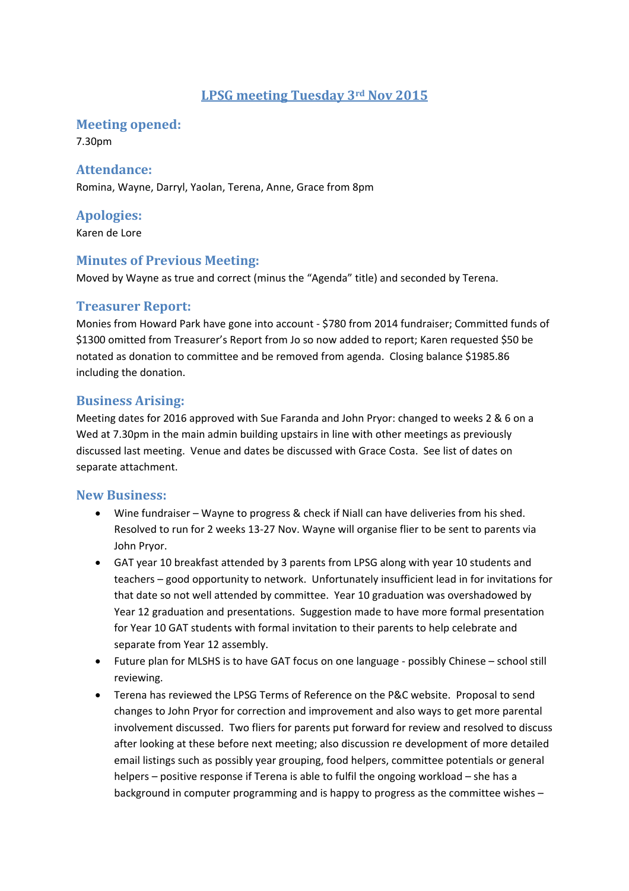# LPSG meeting Tuesday 3rd Nov 2015

## Meeting opened:

7.30pm

## Attendance:

Romina, Wayne, Darryl, Yaolan, Terena, Anne, Grace from 8pm

## Apologies:

Karen de Lore

## Minutes of Previous Meeting:

Moved by Wayne as true and correct (minus the "Agenda" title) and seconded by Terena.

## Treasurer Report:

Monies from Howard Park have gone into account - $780 from 2014 fundraiser; Committed funds of $1300 omitted from Treasurer's Report from Jo so now added to report; Karen requested $50 be notated as donation to committee and be removed from agenda. Closing balance $1985.86 including the donation.

## Business Arising:

Meeting dates for 2016 approved with Sue Faranda and John Pryor: changed to weeks 2 & 6 on a Wed at 7.30pm in the main admin building upstairs in line with other meetings as previously discussed last meeting. Venue and dates be discussed with Grace Costa. See list of dates on separate attachment.

## New Business:

- Wine fundraiser – Wayne to progress & check if Niall can have deliveries from his shed. Resolved to run for 2 weeks 13-27 Nov. Wayne will organise flier to be sent to parents via John Pryor.
- GAT year 10 breakfast attended by 3 parents from LPSG along with year 10 students and teachers – good opportunity to network. Unfortunately insufficient lead in for invitations for that date so not well attended by committee. Year 10 graduation was overshadowed by Year 12 graduation and presentations. Suggestion made to have more formal presentation for Year 10 GAT students with formal invitation to their parents to help celebrate and separate from Year 12 assembly.
- Future plan for MLSHS is to have GAT focus on one language - possibly Chinese – school still reviewing.
- Terena has reviewed the LPSG Terms of Reference on the P&C website. Proposal to send changes to John Pryor for correction and improvement and also ways to get more parental involvement discussed. Two fliers for parents put forward for review and resolved to discuss after looking at these before next meeting; also discussion re development of more detailed email listings such as possibly year grouping, food helpers, committee potentials or general helpers – positive response if Terena is able to fulfil the ongoing workload – she has a background in computer programming and is happy to progress as the committee wishes –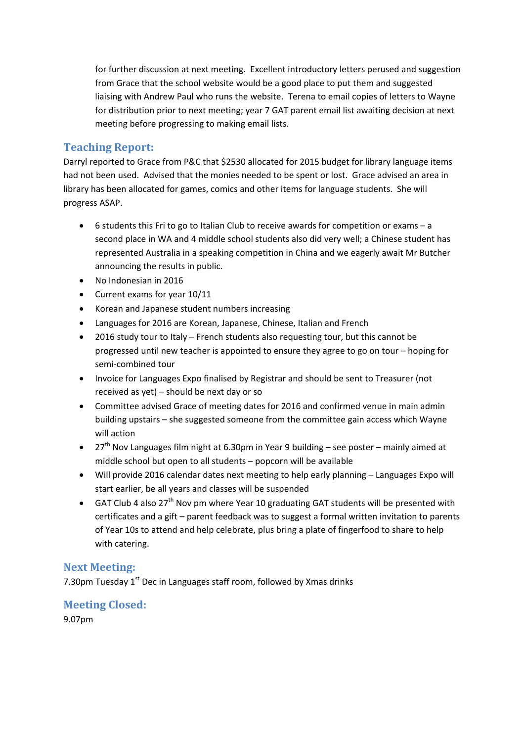for further discussion at next meeting. Excellent introductory letters perused and suggestion from Grace that the school website would be a good place to put them and suggested liaising with Andrew Paul who runs the website. Terena to email copies of letters to Wayne for distribution prior to next meeting; year 7 GAT parent email list awaiting decision at next meeting before progressing to making email lists.

## Teaching Report:

Darryl reported to Grace from P&C that $2530 allocated for 2015 budget for library language items had not been used. Advised that the monies needed to be spent or lost. Grace advised an area in library has been allocated for games, comics and other items for language students. She will progress ASAP.

- 6 students this Fri to go to Italian Club to receive awards for competition or exams – a second place in WA and 4 middle school students also did very well; a Chinese student has represented Australia in a speaking competition in China and we eagerly await Mr Butcher announcing the results in public.
- No Indonesian in 2016
- Current exams for year 10/11
- Korean and Japanese student numbers increasing
- Languages for 2016 are Korean, Japanese, Chinese, Italian and French
- 2016 study tour to Italy – French students also requesting tour, but this cannot be progressed until new teacher is appointed to ensure they agree to go on tour – hoping for semi-combined tour
- Invoice for Languages Expo finalised by Registrar and should be sent to Treasurer (not received as yet) – should be next day or so
- Committee advised Grace of meeting dates for 2016 and confirmed venue in main admin building upstairs – she suggested someone from the committee gain access which Wayne will action
- 27th Nov Languages film night at 6.30pm in Year 9 building – see poster – mainly aimed at middle school but open to all students – popcorn will be available
- Will provide 2016 calendar dates next meeting to help early planning – Languages Expo will start earlier, be all years and classes will be suspended
- GAT Club 4 also 27th Nov pm where Year 10 graduating GAT students will be presented with certificates and a gift – parent feedback was to suggest a formal written invitation to parents of Year 10s to attend and help celebrate, plus bring a plate of fingerfood to share to help with catering.

## Next Meeting:

7.30pm Tuesday 1st Dec in Languages staff room, followed by Xmas drinks

## Meeting Closed:

9.07pm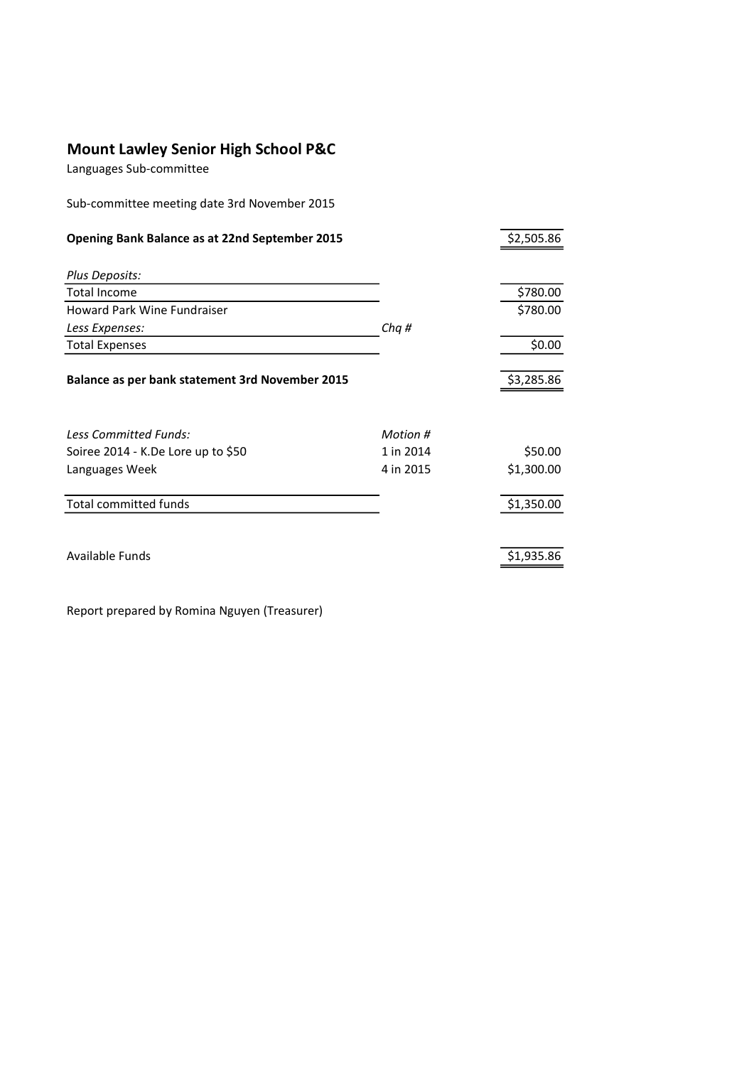## Mount Lawley Senior High School P&C

Languages Sub-committee

Sub-committee meeting date 3rd November 2015

| | | |
|---|---|---|
| **Opening Bank Balance as at 22nd September 2015** | | $2,505.86 |
| | | |
| *Plus Deposits:* | | |
| Total Income | | $780.00 |
| Howard Park Wine Fundraiser | | $780.00 |
| *Less Expenses:* | *Chq #* | |
| Total Expenses | | $0.00 |
| | | |
| **Balance as per bank statement 3rd November 2015** | | $3,285.86 |
| | | |
| *Less Committed Funds:* | *Motion #* | |
| Soiree 2014 - K.De Lore up to $50 | 1 in 2014 | $50.00 |
| Languages Week | 4 in 2015 | $1,300.00 |
| | | |
| Total committed funds | | $1,350.00 |
| | | |
| Available Funds | | $1,935.86 |

Report prepared by Romina Nguyen (Treasurer)